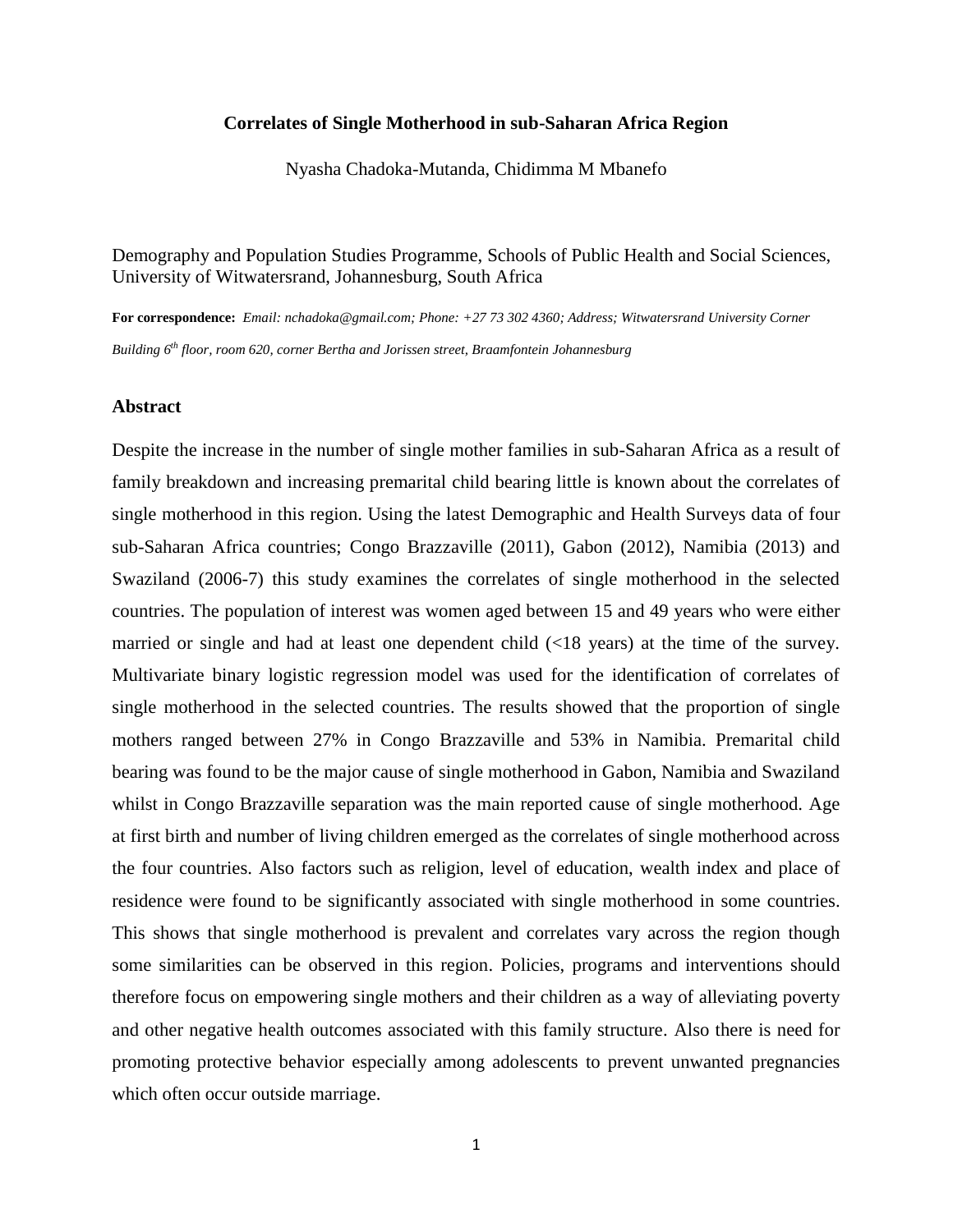# Correlates of Single Motherhood in sub-Saharan Africa Region

Nyasha Chadoka-Mutanda, Chidimma M Mbanefo

Demography and Population Studies Programme, Schools of Public Health and Social Sciences, University of Witwatersrand, Johannesburg, South Africa

**For correspondence:** *Email: nchadoka@gmail.com; Phone: +27 73 302 4360; Address; Witwatersrand University Corner Building 6th floor, room 620, corner Bertha and Jorissen street, Braamfontein Johannesburg*

## Abstract

Despite the increase in the number of single mother families in sub-Saharan Africa as a result of family breakdown and increasing premarital child bearing little is known about the correlates of single motherhood in this region. Using the latest Demographic and Health Surveys data of four sub-Saharan Africa countries; Congo Brazzaville (2011), Gabon (2012), Namibia (2013) and Swaziland (2006-7) this study examines the correlates of single motherhood in the selected countries. The population of interest was women aged between 15 and 49 years who were either married or single and had at least one dependent child (<18 years) at the time of the survey. Multivariate binary logistic regression model was used for the identification of correlates of single motherhood in the selected countries. The results showed that the proportion of single mothers ranged between 27% in Congo Brazzaville and 53% in Namibia. Premarital child bearing was found to be the major cause of single motherhood in Gabon, Namibia and Swaziland whilst in Congo Brazzaville separation was the main reported cause of single motherhood. Age at first birth and number of living children emerged as the correlates of single motherhood across the four countries. Also factors such as religion, level of education, wealth index and place of residence were found to be significantly associated with single motherhood in some countries. This shows that single motherhood is prevalent and correlates vary across the region though some similarities can be observed in this region. Policies, programs and interventions should therefore focus on empowering single mothers and their children as a way of alleviating poverty and other negative health outcomes associated with this family structure. Also there is need for promoting protective behavior especially among adolescents to prevent unwanted pregnancies which often occur outside marriage.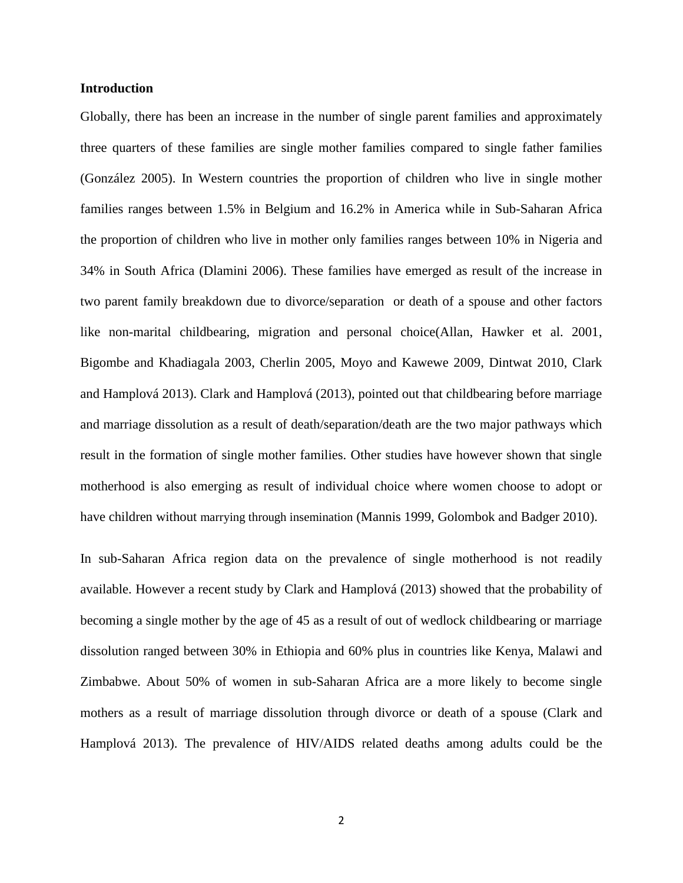**Introduction**

Globally, there has been an increase in the number of single parent families and approximately three quarters of these families are single mother families compared to single father families (González 2005). In Western countries the proportion of children who live in single mother families ranges between 1.5% in Belgium and 16.2% in America while in Sub-Saharan Africa the proportion of children who live in mother only families ranges between 10% in Nigeria and 34% in South Africa (Dlamini 2006). These families have emerged as result of the increase in two parent family breakdown due to divorce/separation or death of a spouse and other factors like non-marital childbearing, migration and personal choice(Allan, Hawker et al. 2001, Bigombe and Khadiagala 2003, Cherlin 2005, Moyo and Kawewe 2009, Dintwat 2010, Clark and Hamplová 2013). Clark and Hamplová (2013), pointed out that childbearing before marriage and marriage dissolution as a result of death/separation/death are the two major pathways which result in the formation of single mother families. Other studies have however shown that single motherhood is also emerging as result of individual choice where women choose to adopt or have children without marrying through insemination (Mannis 1999, Golombok and Badger 2010).

In sub-Saharan Africa region data on the prevalence of single motherhood is not readily available. However a recent study by Clark and Hamplová (2013) showed that the probability of becoming a single mother by the age of 45 as a result of out of wedlock childbearing or marriage dissolution ranged between 30% in Ethiopia and 60% plus in countries like Kenya, Malawi and Zimbabwe. About 50% of women in sub-Saharan Africa are a more likely to become single mothers as a result of marriage dissolution through divorce or death of a spouse (Clark and Hamplová 2013). The prevalence of HIV/AIDS related deaths among adults could be the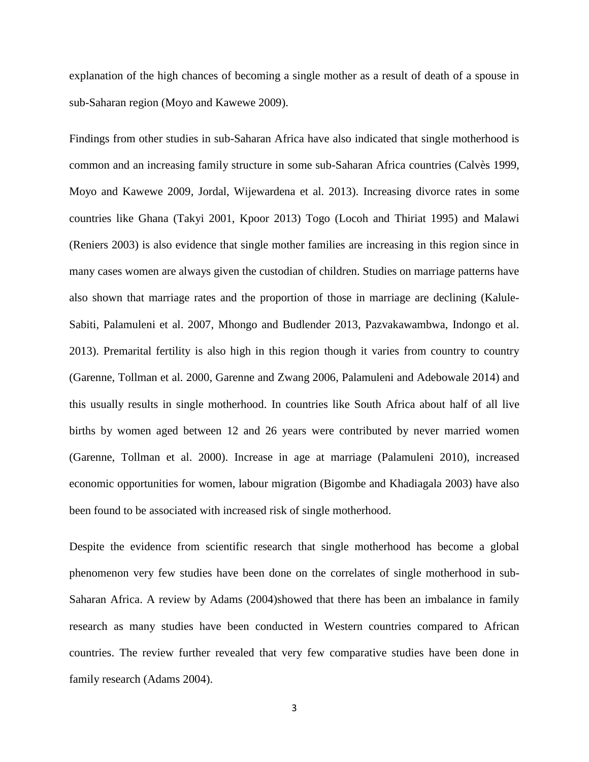explanation of the high chances of becoming a single mother as a result of death of a spouse in sub-Saharan region (Moyo and Kawewe 2009).

Findings from other studies in sub-Saharan Africa have also indicated that single motherhood is common and an increasing family structure in some sub-Saharan Africa countries (Calvès 1999, Moyo and Kawewe 2009, Jordal, Wijewardena et al. 2013). Increasing divorce rates in some countries like Ghana (Takyi 2001, Kpoor 2013) Togo (Locoh and Thiriat 1995) and Malawi (Reniers 2003) is also evidence that single mother families are increasing in this region since in many cases women are always given the custodian of children. Studies on marriage patterns have also shown that marriage rates and the proportion of those in marriage are declining (Kalule-Sabiti, Palamuleni et al. 2007, Mhongo and Budlender 2013, Pazvakawambwa, Indongo et al. 2013). Premarital fertility is also high in this region though it varies from country to country (Garenne, Tollman et al. 2000, Garenne and Zwang 2006, Palamuleni and Adebowale 2014) and this usually results in single motherhood. In countries like South Africa about half of all live births by women aged between 12 and 26 years were contributed by never married women (Garenne, Tollman et al. 2000). Increase in age at marriage (Palamuleni 2010), increased economic opportunities for women, labour migration (Bigombe and Khadiagala 2003) have also been found to be associated with increased risk of single motherhood.

Despite the evidence from scientific research that single motherhood has become a global phenomenon very few studies have been done on the correlates of single motherhood in sub-Saharan Africa. A review by Adams (2004)showed that there has been an imbalance in family research as many studies have been conducted in Western countries compared to African countries. The review further revealed that very few comparative studies have been done in family research (Adams 2004).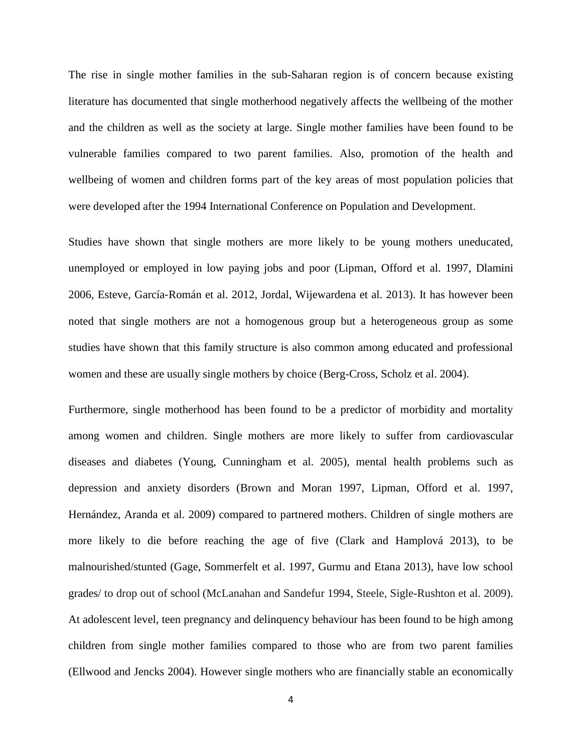The rise in single mother families in the sub-Saharan region is of concern because existing literature has documented that single motherhood negatively affects the wellbeing of the mother and the children as well as the society at large. Single mother families have been found to be vulnerable families compared to two parent families. Also, promotion of the health and wellbeing of women and children forms part of the key areas of most population policies that were developed after the 1994 International Conference on Population and Development.

Studies have shown that single mothers are more likely to be young mothers uneducated, unemployed or employed in low paying jobs and poor (Lipman, Offord et al. 1997, Dlamini 2006, Esteve, García-Román et al. 2012, Jordal, Wijewardena et al. 2013). It has however been noted that single mothers are not a homogenous group but a heterogeneous group as some studies have shown that this family structure is also common among educated and professional women and these are usually single mothers by choice (Berg-Cross, Scholz et al. 2004).

Furthermore, single motherhood has been found to be a predictor of morbidity and mortality among women and children. Single mothers are more likely to suffer from cardiovascular diseases and diabetes (Young, Cunningham et al. 2005), mental health problems such as depression and anxiety disorders (Brown and Moran 1997, Lipman, Offord et al. 1997, Hernández, Aranda et al. 2009) compared to partnered mothers. Children of single mothers are more likely to die before reaching the age of five (Clark and Hamplová 2013), to be malnourished/stunted (Gage, Sommerfelt et al. 1997, Gurmu and Etana 2013), have low school grades/ to drop out of school (McLanahan and Sandefur 1994, Steele, Sigle-Rushton et al. 2009). At adolescent level, teen pregnancy and delinquency behaviour has been found to be high among children from single mother families compared to those who are from two parent families (Ellwood and Jencks 2004). However single mothers who are financially stable an economically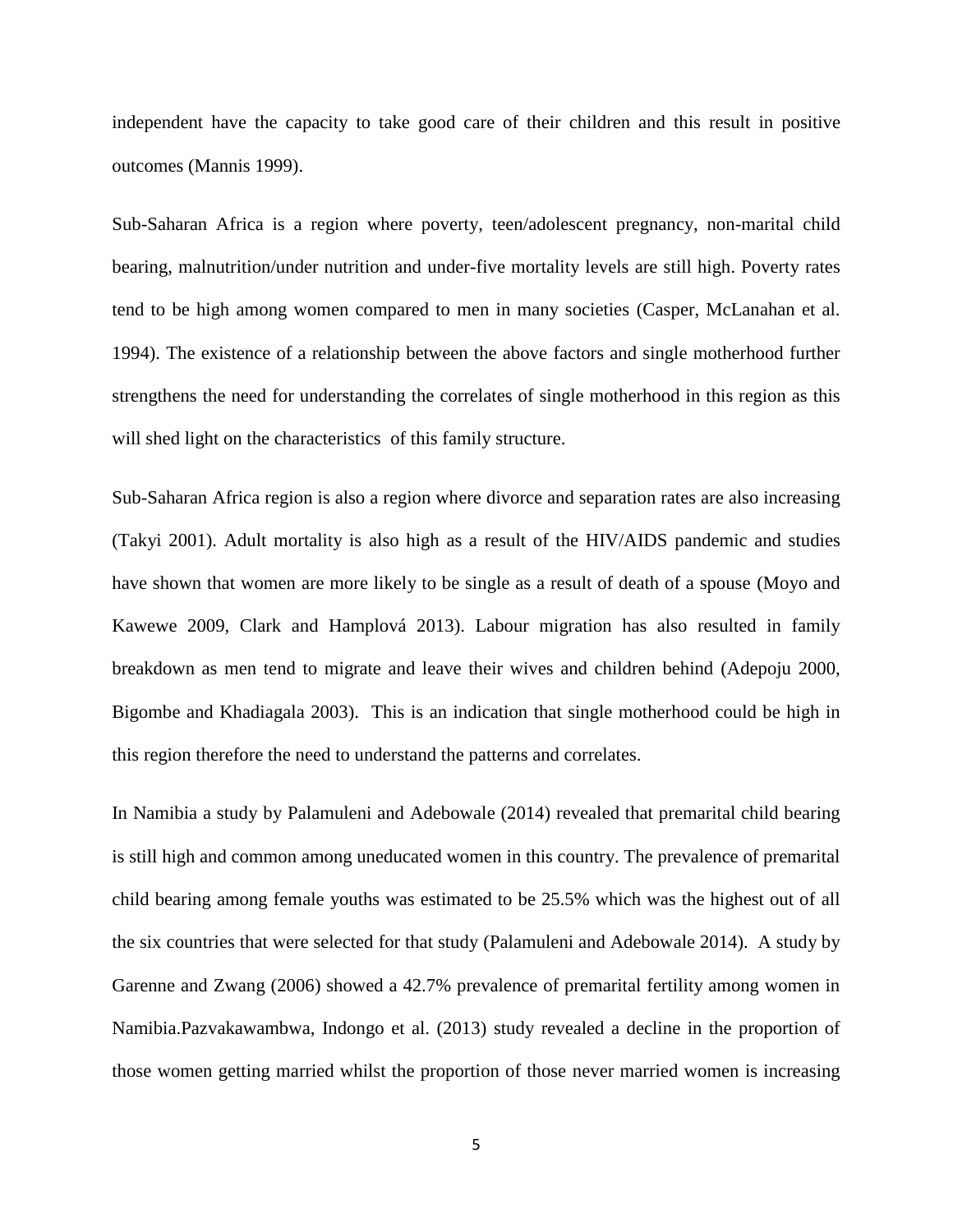independent have the capacity to take good care of their children and this result in positive outcomes (Mannis 1999).

Sub-Saharan Africa is a region where poverty, teen/adolescent pregnancy, non-marital child bearing, malnutrition/under nutrition and under-five mortality levels are still high. Poverty rates tend to be high among women compared to men in many societies (Casper, McLanahan et al. 1994). The existence of a relationship between the above factors and single motherhood further strengthens the need for understanding the correlates of single motherhood in this region as this will shed light on the characteristics of this family structure.

Sub-Saharan Africa region is also a region where divorce and separation rates are also increasing (Takyi 2001). Adult mortality is also high as a result of the HIV/AIDS pandemic and studies have shown that women are more likely to be single as a result of death of a spouse (Moyo and Kawewe 2009, Clark and Hamplová 2013). Labour migration has also resulted in family breakdown as men tend to migrate and leave their wives and children behind (Adepoju 2000, Bigombe and Khadiagala 2003). This is an indication that single motherhood could be high in this region therefore the need to understand the patterns and correlates.

In Namibia a study by Palamuleni and Adebowale (2014) revealed that premarital child bearing is still high and common among uneducated women in this country. The prevalence of premarital child bearing among female youths was estimated to be 25.5% which was the highest out of all the six countries that were selected for that study (Palamuleni and Adebowale 2014). A study by Garenne and Zwang (2006) showed a 42.7% prevalence of premarital fertility among women in Namibia.Pazvakawambwa, Indongo et al. (2013) study revealed a decline in the proportion of those women getting married whilst the proportion of those never married women is increasing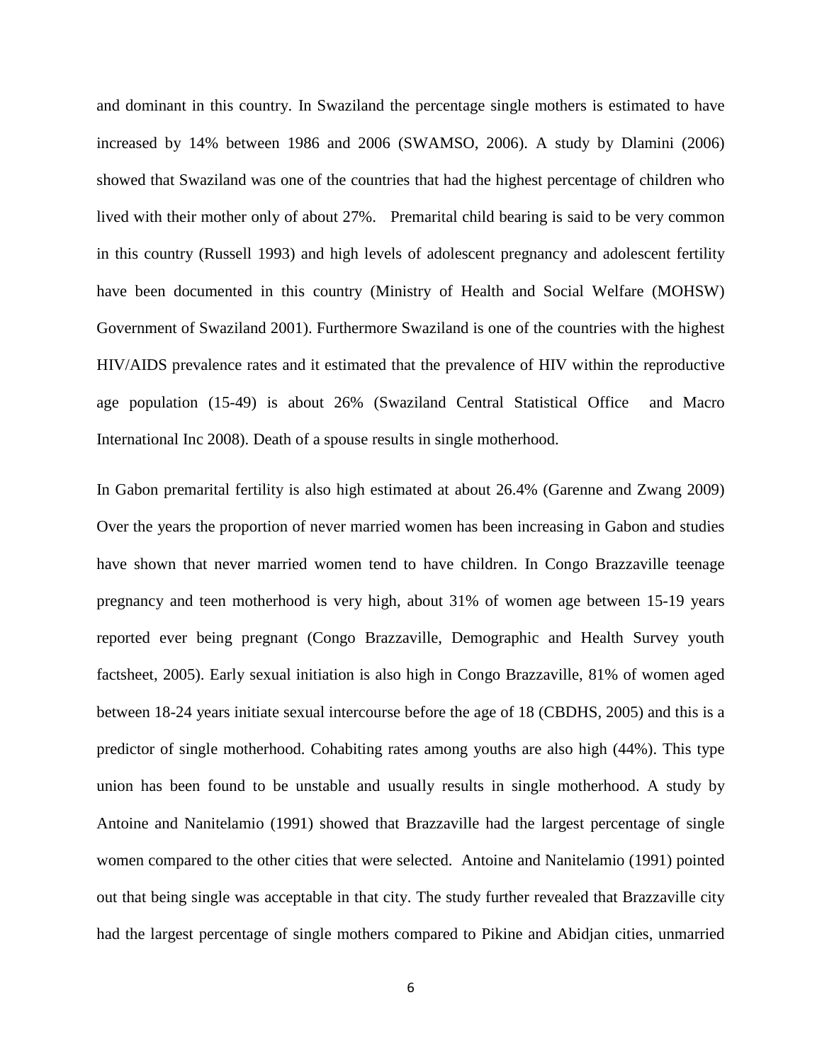and dominant in this country. In Swaziland the percentage single mothers is estimated to have increased by 14% between 1986 and 2006 (SWAMSO, 2006). A study by Dlamini (2006) showed that Swaziland was one of the countries that had the highest percentage of children who lived with their mother only of about 27%. Premarital child bearing is said to be very common in this country (Russell 1993) and high levels of adolescent pregnancy and adolescent fertility have been documented in this country (Ministry of Health and Social Welfare (MOHSW) Government of Swaziland 2001). Furthermore Swaziland is one of the countries with the highest HIV/AIDS prevalence rates and it estimated that the prevalence of HIV within the reproductive age population (15-49) is about 26% (Swaziland Central Statistical Office and Macro International Inc 2008). Death of a spouse results in single motherhood.

In Gabon premarital fertility is also high estimated at about 26.4% (Garenne and Zwang 2009) Over the years the proportion of never married women has been increasing in Gabon and studies have shown that never married women tend to have children. In Congo Brazzaville teenage pregnancy and teen motherhood is very high, about 31% of women age between 15-19 years reported ever being pregnant (Congo Brazzaville, Demographic and Health Survey youth factsheet, 2005). Early sexual initiation is also high in Congo Brazzaville, 81% of women aged between 18-24 years initiate sexual intercourse before the age of 18 (CBDHS, 2005) and this is a predictor of single motherhood. Cohabiting rates among youths are also high (44%). This type union has been found to be unstable and usually results in single motherhood. A study by Antoine and Nanitelamio (1991) showed that Brazzaville had the largest percentage of single women compared to the other cities that were selected. Antoine and Nanitelamio (1991) pointed out that being single was acceptable in that city. The study further revealed that Brazzaville city had the largest percentage of single mothers compared to Pikine and Abidjan cities, unmarried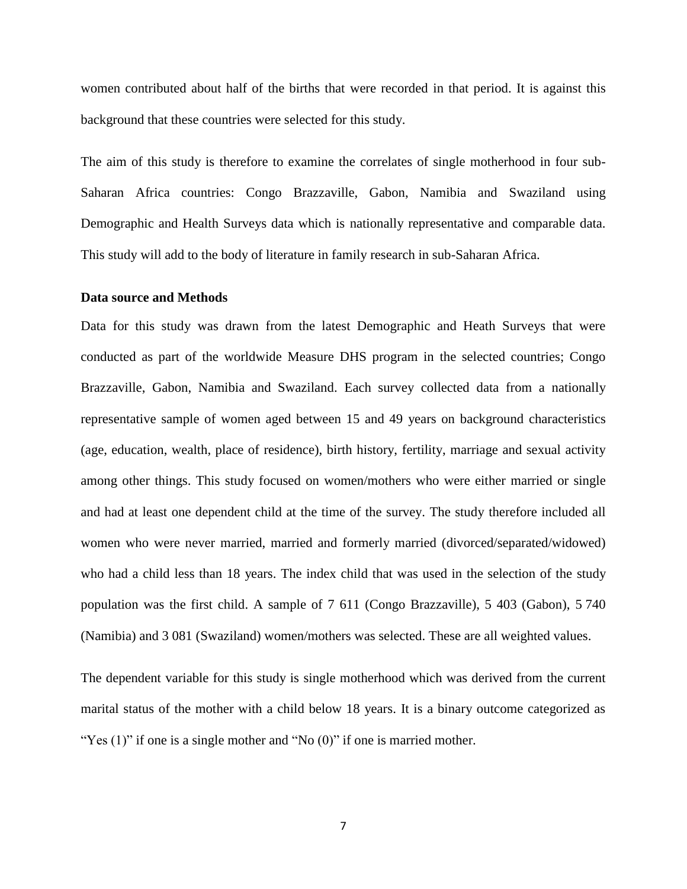women contributed about half of the births that were recorded in that period. It is against this background that these countries were selected for this study.

The aim of this study is therefore to examine the correlates of single motherhood in four sub-Saharan Africa countries: Congo Brazzaville, Gabon, Namibia and Swaziland using Demographic and Health Surveys data which is nationally representative and comparable data. This study will add to the body of literature in family research in sub-Saharan Africa.

**Data source and Methods**

Data for this study was drawn from the latest Demographic and Heath Surveys that were conducted as part of the worldwide Measure DHS program in the selected countries; Congo Brazzaville, Gabon, Namibia and Swaziland. Each survey collected data from a nationally representative sample of women aged between 15 and 49 years on background characteristics (age, education, wealth, place of residence), birth history, fertility, marriage and sexual activity among other things. This study focused on women/mothers who were either married or single and had at least one dependent child at the time of the survey. The study therefore included all women who were never married, married and formerly married (divorced/separated/widowed) who had a child less than 18 years. The index child that was used in the selection of the study population was the first child. A sample of 7 611 (Congo Brazzaville), 5 403 (Gabon), 5 740 (Namibia) and 3 081 (Swaziland) women/mothers was selected. These are all weighted values.

The dependent variable for this study is single motherhood which was derived from the current marital status of the mother with a child below 18 years. It is a binary outcome categorized as "Yes (1)" if one is a single mother and "No (0)" if one is married mother.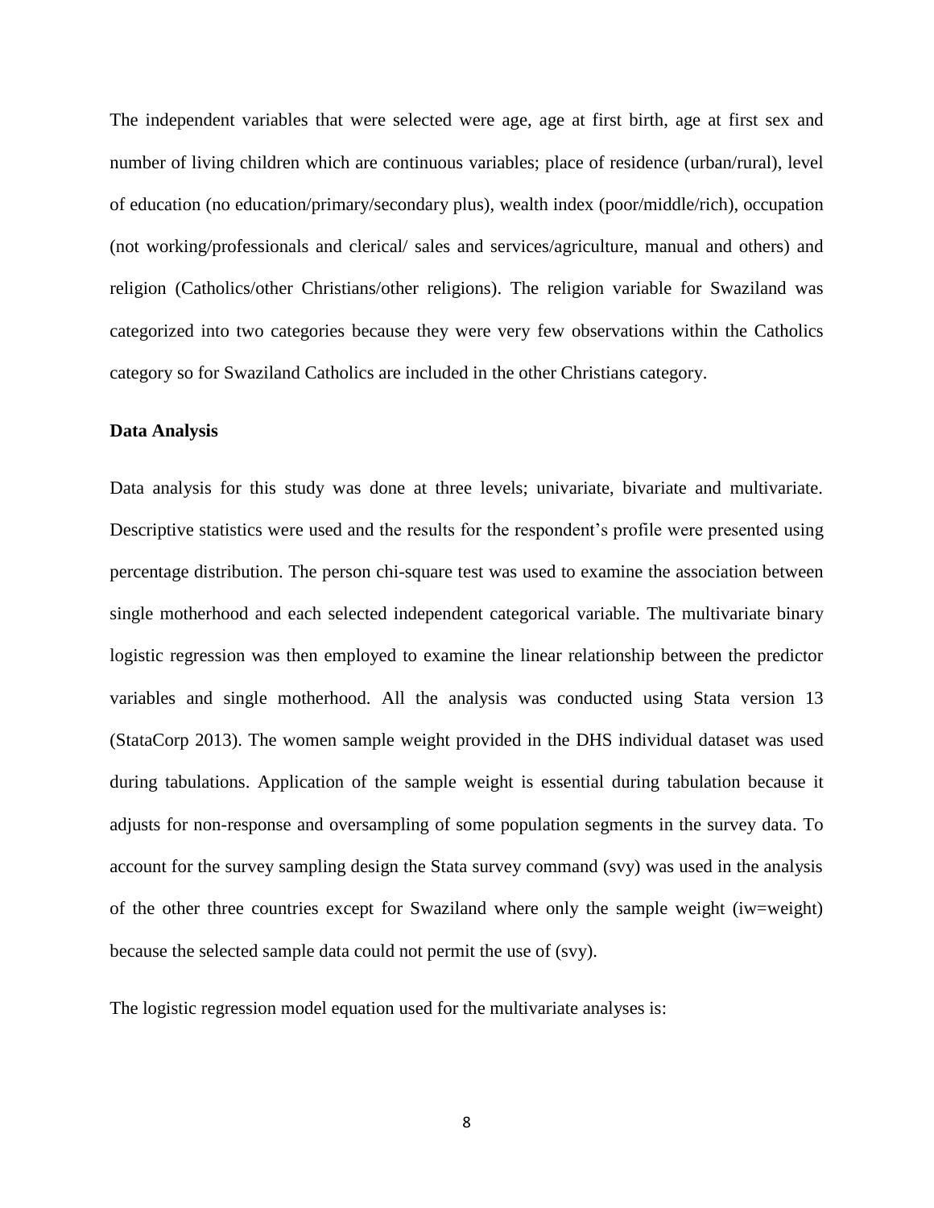The independent variables that were selected were age, age at first birth, age at first sex and number of living children which are continuous variables; place of residence (urban/rural), level of education (no education/primary/secondary plus), wealth index (poor/middle/rich), occupation (not working/professionals and clerical/ sales and services/agriculture, manual and others) and religion (Catholics/other Christians/other religions). The religion variable for Swaziland was categorized into two categories because they were very few observations within the Catholics category so for Swaziland Catholics are included in the other Christians category.

**Data Analysis**

Data analysis for this study was done at three levels; univariate, bivariate and multivariate. Descriptive statistics were used and the results for the respondent's profile were presented using percentage distribution. The person chi-square test was used to examine the association between single motherhood and each selected independent categorical variable. The multivariate binary logistic regression was then employed to examine the linear relationship between the predictor variables and single motherhood. All the analysis was conducted using Stata version 13 (StataCorp 2013). The women sample weight provided in the DHS individual dataset was used during tabulations. Application of the sample weight is essential during tabulation because it adjusts for non-response and oversampling of some population segments in the survey data. To account for the survey sampling design the Stata survey command (svy) was used in the analysis of the other three countries except for Swaziland where only the sample weight (iw=weight) because the selected sample data could not permit the use of (svy).

The logistic regression model equation used for the multivariate analyses is: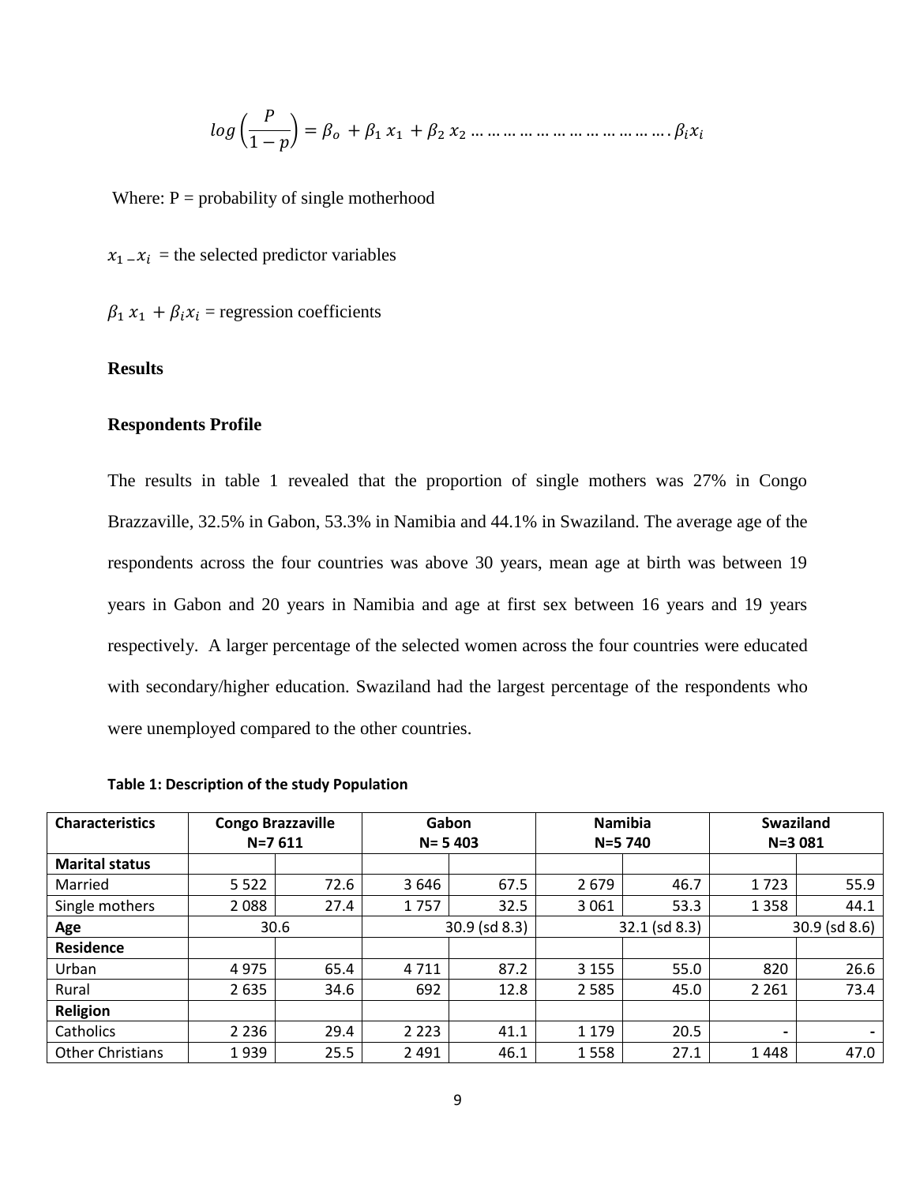$$log\left(\frac{P}{1-p}\right) = \beta_o + \beta_1 x_1 + \beta_2 x_2 \ldots\ldots\ldots\ldots\ldots\ldots\ldots\ldots\ldots\ldots\ldots\ldots . \beta_i x_i$$

Where: P = probability of single motherhood

$x_{1} - x_i$ = the selected predictor variables

$\beta_1 x_1 + \beta_i x_i$ = regression coefficients

**Results**

**Respondents Profile**

The results in table 1 revealed that the proportion of single mothers was 27% in Congo Brazzaville, 32.5% in Gabon, 53.3% in Namibia and 44.1% in Swaziland. The average age of the respondents across the four countries was above 30 years, mean age at birth was between 19 years in Gabon and 20 years in Namibia and age at first sex between 16 years and 19 years respectively. A larger percentage of the selected women across the four countries were educated with secondary/higher education. Swaziland had the largest percentage of the respondents who were unemployed compared to the other countries.

**Table 1: Description of the study Population**

| Characteristics | Congo Brazzaville N=7 611 | | Gabon N= 5 403 | | Namibia N=5 740 | | Swaziland N=3 081 | |
|---|---|---|---|---|---|---|---|---|
| **Marital status** | | | | | | | | |
| Married | 5 522 | 72.6 | 3 646 | 67.5 | 2 679 | 46.7 | 1 723 | 55.9 |
| Single mothers | 2 088 | 27.4 | 1 757 | 32.5 | 3 061 | 53.3 | 1 358 | 44.1 |
| **Age** | 30.6 | | 30.9 (sd 8.3) | | 32.1 (sd 8.3) | | 30.9 (sd 8.6) | |
| **Residence** | | | | | | | | |
| Urban | 4 975 | 65.4 | 4 711 | 87.2 | 3 155 | 55.0 | 820 | 26.6 |
| Rural | 2 635 | 34.6 | 692 | 12.8 | 2 585 | 45.0 | 2 261 | 73.4 |
| **Religion** | | | | | | | | |
| Catholics | 2 236 | 29.4 | 2 223 | 41.1 | 1 179 | 20.5 | - | - |
| Other Christians | 1 939 | 25.5 | 2 491 | 46.1 | 1 558 | 27.1 | 1 448 | 47.0 |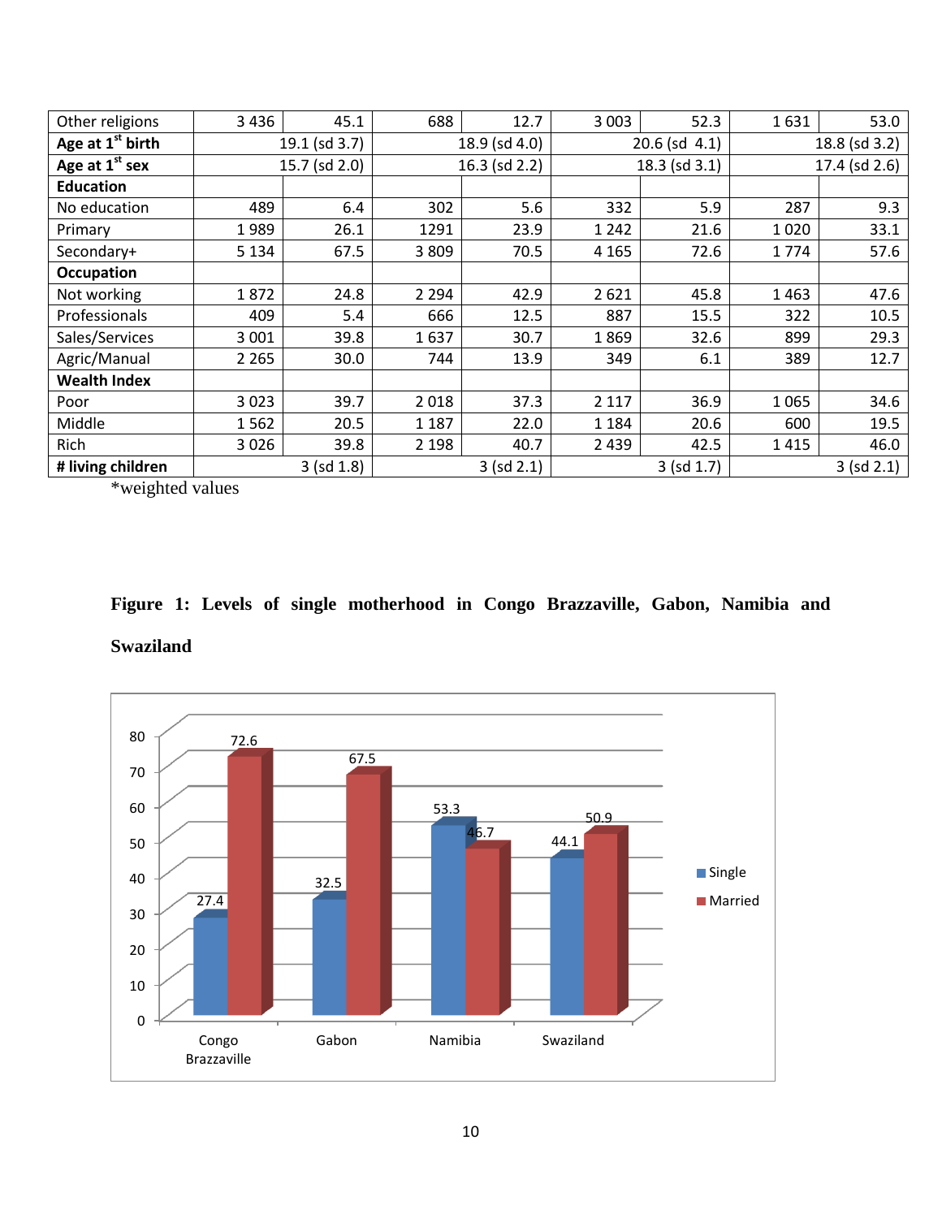| | | | | | | | | |
|---|---|---|---|---|---|---|---|---|
| Other religions | 3 436 | 45.1 | 688 | 12.7 | 3 003 | 52.3 | 1 631 | 53.0 |
| **Age at 1st birth** | 19.1 (sd 3.7) | | 18.9 (sd 4.0) | | 20.6 (sd 4.1) | | 18.8 (sd 3.2) | |
| **Age at 1st sex** | 15.7 (sd 2.0) | | 16.3 (sd 2.2) | | 18.3 (sd 3.1) | | 17.4 (sd 2.6) | |
| **Education** | | | | | | | | |
| No education | 489 | 6.4 | 302 | 5.6 | 332 | 5.9 | 287 | 9.3 |
| Primary | 1 989 | 26.1 | 1291 | 23.9 | 1 242 | 21.6 | 1 020 | 33.1 |
| Secondary+ | 5 134 | 67.5 | 3 809 | 70.5 | 4 165 | 72.6 | 1 774 | 57.6 |
| **Occupation** | | | | | | | | |
| Not working | 1 872 | 24.8 | 2 294 | 42.9 | 2 621 | 45.8 | 1 463 | 47.6 |
| Professionals | 409 | 5.4 | 666 | 12.5 | 887 | 15.5 | 322 | 10.5 |
| Sales/Services | 3 001 | 39.8 | 1 637 | 30.7 | 1 869 | 32.6 | 899 | 29.3 |
| Agric/Manual | 2 265 | 30.0 | 744 | 13.9 | 349 | 6.1 | 389 | 12.7 |
| **Wealth Index** | | | | | | | | |
| Poor | 3 023 | 39.7 | 2 018 | 37.3 | 2 117 | 36.9 | 1 065 | 34.6 |
| Middle | 1 562 | 20.5 | 1 187 | 22.0 | 1 184 | 20.6 | 600 | 19.5 |
| Rich | 3 026 | 39.8 | 2 198 | 40.7 | 2 439 | 42.5 | 1 415 | 46.0 |
| **# living children** | 3 (sd 1.8) | | 3 (sd 2.1) | | 3 (sd 1.7) | | 3 (sd 2.1) | |

*weighted values

**Figure 1: Levels of single motherhood in Congo Brazzaville, Gabon, Namibia and Swaziland**

| Country | Single | Married |
|---|---|---|
| Congo Brazzaville | 27.4 | 72.6 |
| Gabon | 32.5 | 67.5 |
| Namibia | 53.3 | 46.7 |
| Swaziland | 44.1 | 50.9 |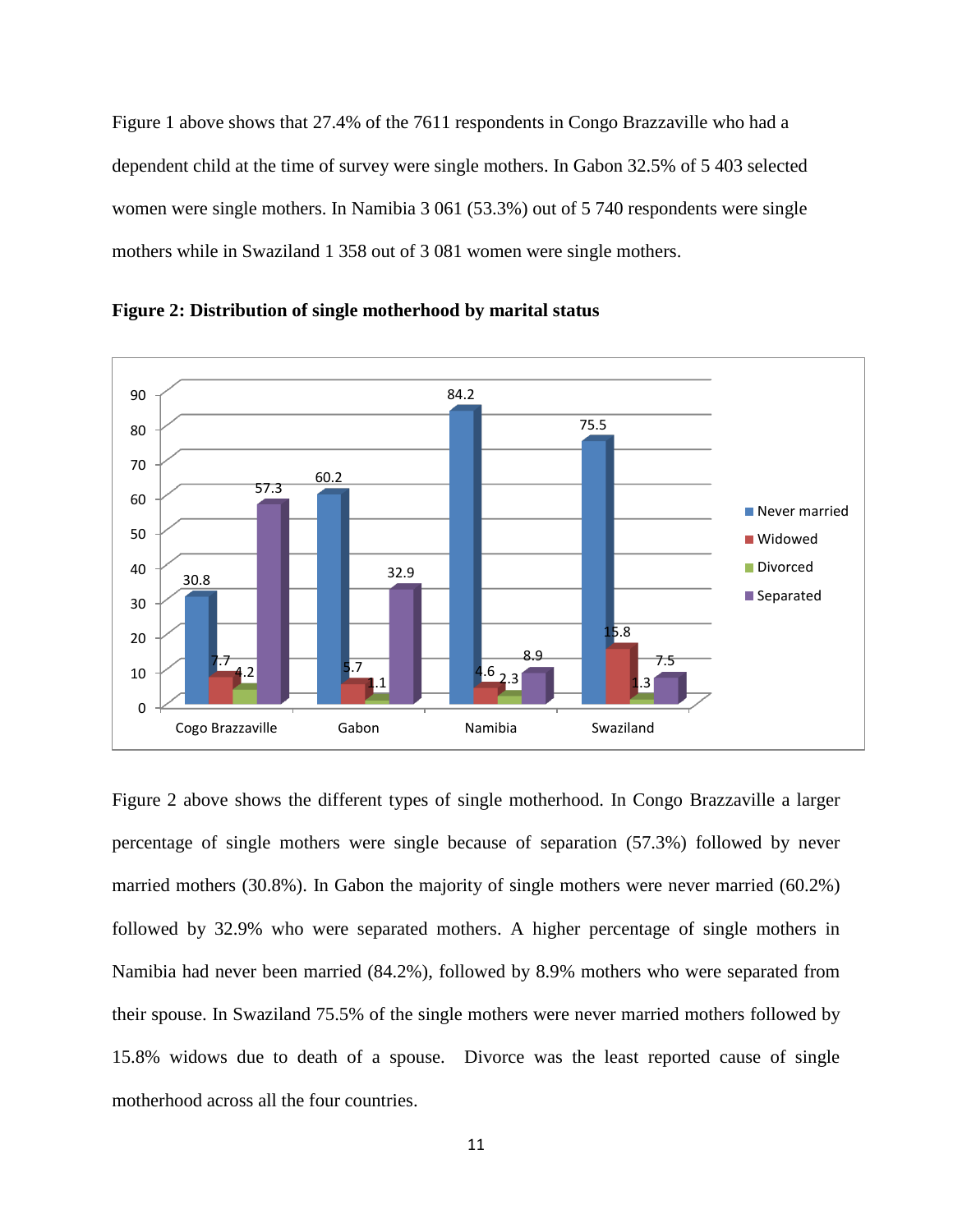Figure 1 above shows that 27.4% of the 7611 respondents in Congo Brazzaville who had a dependent child at the time of survey were single mothers. In Gabon 32.5% of 5 403 selected women were single mothers. In Namibia 3 061 (53.3%) out of 5 740 respondents were single mothers while in Swaziland 1 358 out of 3 081 women were single mothers.

**Figure 2: Distribution of single motherhood by marital status**

| | Never married | Widowed | Divorced | Separated |
|---|---|---|---|---|
| Cogo Brazzaville | 30.8 | 7.7 | 4.2 | 57.3 |
| Gabon | 60.2 | 5.7 | 1.1 | 32.9 |
| Namibia | 84.2 | 4.6 | 2.3 | 8.9 |
| Swaziland | 75.5 | 15.8 | 1.3 | 7.5 |

Figure 2 above shows the different types of single motherhood. In Congo Brazzaville a larger percentage of single mothers were single because of separation (57.3%) followed by never married mothers (30.8%). In Gabon the majority of single mothers were never married (60.2%) followed by 32.9% who were separated mothers. A higher percentage of single mothers in Namibia had never been married (84.2%), followed by 8.9% mothers who were separated from their spouse. In Swaziland 75.5% of the single mothers were never married mothers followed by 15.8% widows due to death of a spouse. Divorce was the least reported cause of single motherhood across all the four countries.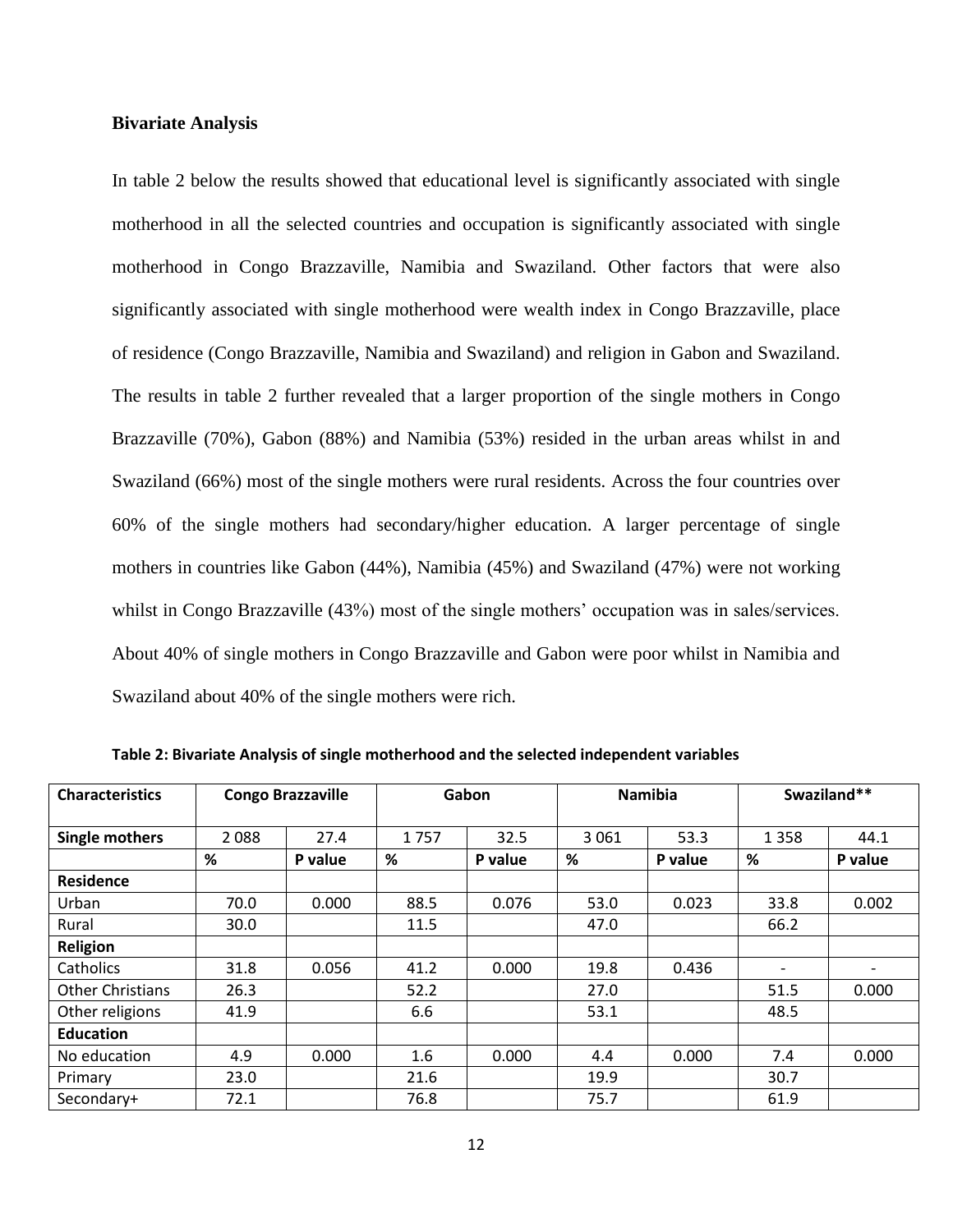**Bivariate Analysis**

In table 2 below the results showed that educational level is significantly associated with single motherhood in all the selected countries and occupation is significantly associated with single motherhood in Congo Brazzaville, Namibia and Swaziland. Other factors that were also significantly associated with single motherhood were wealth index in Congo Brazzaville, place of residence (Congo Brazzaville, Namibia and Swaziland) and religion in Gabon and Swaziland. The results in table 2 further revealed that a larger proportion of the single mothers in Congo Brazzaville (70%), Gabon (88%) and Namibia (53%) resided in the urban areas whilst in and Swaziland (66%) most of the single mothers were rural residents. Across the four countries over 60% of the single mothers had secondary/higher education. A larger percentage of single mothers in countries like Gabon (44%), Namibia (45%) and Swaziland (47%) were not working whilst in Congo Brazzaville (43%) most of the single mothers' occupation was in sales/services. About 40% of single mothers in Congo Brazzaville and Gabon were poor whilst in Namibia and Swaziland about 40% of the single mothers were rich.

**Table 2: Bivariate Analysis of single motherhood and the selected independent variables**

| Characteristics | Congo Brazzaville | | Gabon | | Namibia | | Swaziland** | |
|---|---|---|---|---|---|---|---|---|
| **Single mothers** | 2 088 | 27.4 | 1 757 | 32.5 | 3 061 | 53.3 | 1 358 | 44.1 |
| | **%** | **P value** | **%** | **P value** | **%** | **P value** | **%** | **P value** |
| **Residence** | | | | | | | | |
| Urban | 70.0 | 0.000 | 88.5 | 0.076 | 53.0 | 0.023 | 33.8 | 0.002 |
| Rural | 30.0 | | 11.5 | | 47.0 | | 66.2 | |
| **Religion** | | | | | | | | |
| Catholics | 31.8 | 0.056 | 41.2 | 0.000 | 19.8 | 0.436 | - | - |
| Other Christians | 26.3 | | 52.2 | | 27.0 | | 51.5 | 0.000 |
| Other religions | 41.9 | | 6.6 | | 53.1 | | 48.5 | |
| **Education** | | | | | | | | |
| No education | 4.9 | 0.000 | 1.6 | 0.000 | 4.4 | 0.000 | 7.4 | 0.000 |
| Primary | 23.0 | | 21.6 | | 19.9 | | 30.7 | |
| Secondary+ | 72.1 | | 76.8 | | 75.7 | | 61.9 | |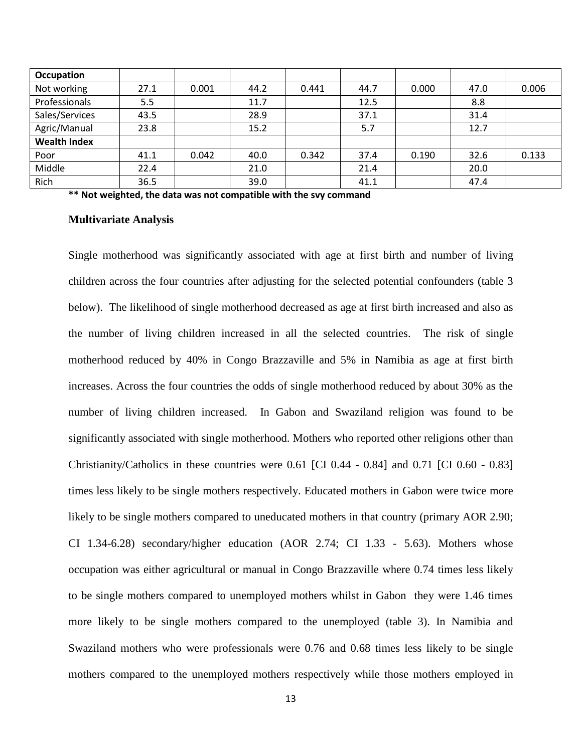| Occupation | | | | | | | | |
|---|---|---|---|---|---|---|---|---|
| Not working | 27.1 | 0.001 | 44.2 | 0.441 | 44.7 | 0.000 | 47.0 | 0.006 |
| Professionals | 5.5 | | 11.7 | | 12.5 | | 8.8 | |
| Sales/Services | 43.5 | | 28.9 | | 37.1 | | 31.4 | |
| Agric/Manual | 23.8 | | 15.2 | | 5.7 | | 12.7 | |
| **Wealth Index** | | | | | | | | |
| Poor | 41.1 | 0.042 | 40.0 | 0.342 | 37.4 | 0.190 | 32.6 | 0.133 |
| Middle | 22.4 | | 21.0 | | 21.4 | | 20.0 | |
| Rich | 36.5 | | 39.0 | | 41.1 | | 47.4 | |

**** Not weighted, the data was not compatible with the svy command**

### Multivariate Analysis

Single motherhood was significantly associated with age at first birth and number of living children across the four countries after adjusting for the selected potential confounders (table 3 below). The likelihood of single motherhood decreased as age at first birth increased and also as the number of living children increased in all the selected countries. The risk of single motherhood reduced by 40% in Congo Brazzaville and 5% in Namibia as age at first birth increases. Across the four countries the odds of single motherhood reduced by about 30% as the number of living children increased. In Gabon and Swaziland religion was found to be significantly associated with single motherhood. Mothers who reported other religions other than Christianity/Catholics in these countries were 0.61 [CI 0.44 - 0.84] and 0.71 [CI 0.60 - 0.83] times less likely to be single mothers respectively. Educated mothers in Gabon were twice more likely to be single mothers compared to uneducated mothers in that country (primary AOR 2.90; CI 1.34-6.28) secondary/higher education (AOR 2.74; CI 1.33 - 5.63). Mothers whose occupation was either agricultural or manual in Congo Brazzaville where 0.74 times less likely to be single mothers compared to unemployed mothers whilst in Gabon they were 1.46 times more likely to be single mothers compared to the unemployed (table 3). In Namibia and Swaziland mothers who were professionals were 0.76 and 0.68 times less likely to be single mothers compared to the unemployed mothers respectively while those mothers employed in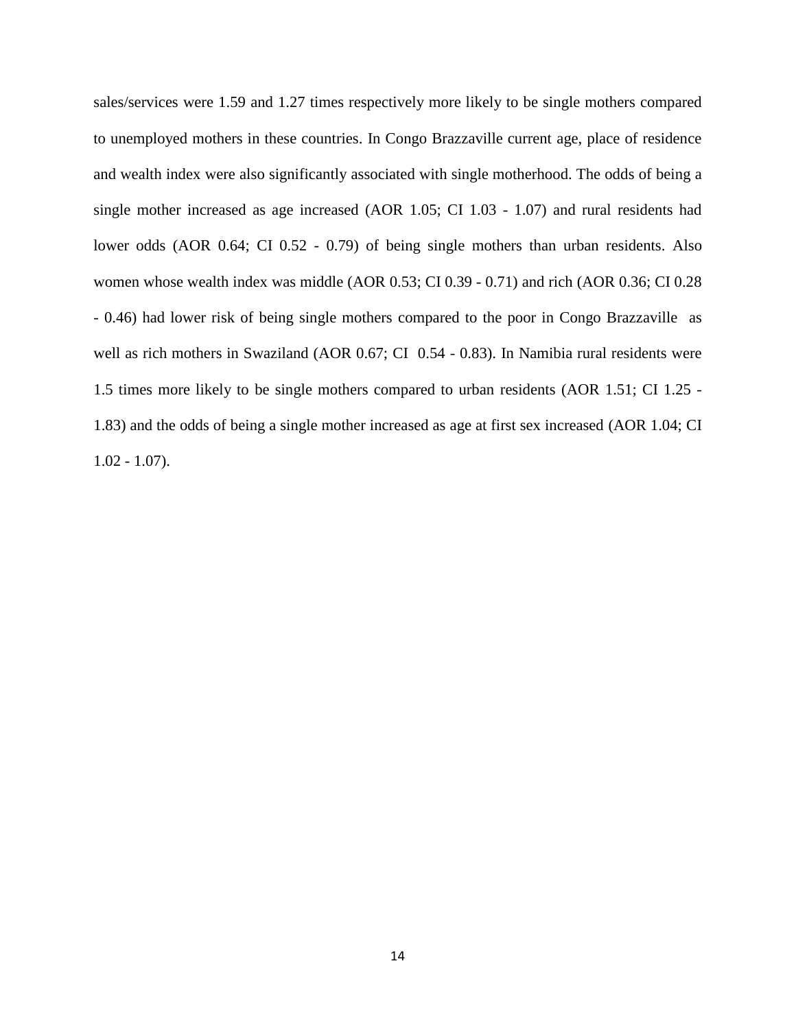sales/services were 1.59 and 1.27 times respectively more likely to be single mothers compared to unemployed mothers in these countries. In Congo Brazzaville current age, place of residence and wealth index were also significantly associated with single motherhood. The odds of being a single mother increased as age increased (AOR 1.05; CI 1.03 - 1.07) and rural residents had lower odds (AOR 0.64; CI 0.52 - 0.79) of being single mothers than urban residents. Also women whose wealth index was middle (AOR 0.53; CI 0.39 - 0.71) and rich (AOR 0.36; CI 0.28 - 0.46) had lower risk of being single mothers compared to the poor in Congo Brazzaville as well as rich mothers in Swaziland (AOR 0.67; CI 0.54 - 0.83). In Namibia rural residents were 1.5 times more likely to be single mothers compared to urban residents (AOR 1.51; CI 1.25 - 1.83) and the odds of being a single mother increased as age at first sex increased (AOR 1.04; CI 1.02 - 1.07).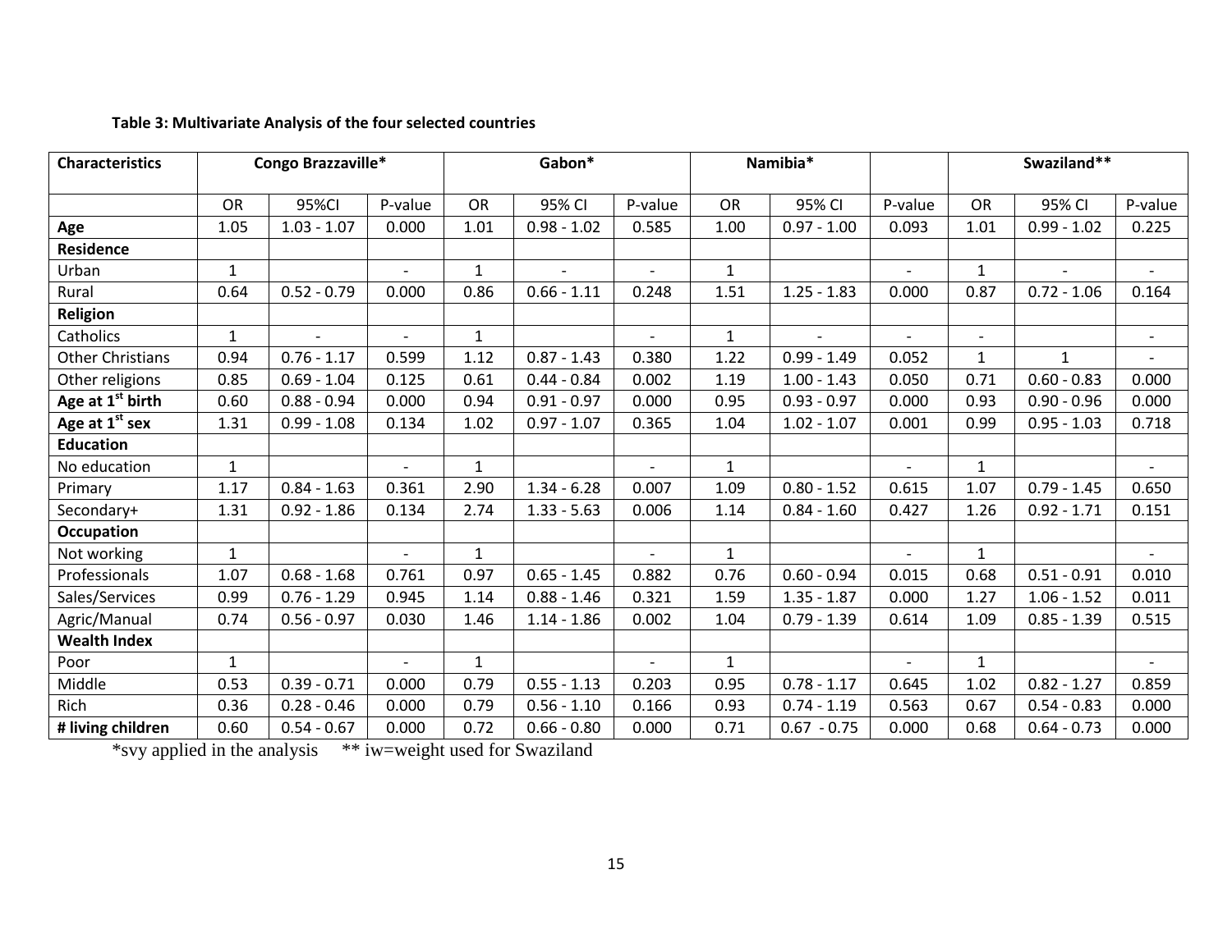**Table 3: Multivariate Analysis of the four selected countries**

| Characteristics | Congo Brazzaville* | | | Gabon* | | | Namibia* | | | Swaziland** | | |
|---|---|---|---|---|---|---|---|---|---|---|---|---|
| | OR | 95%CI | P-value | OR | 95% CI | P-value | OR | 95% CI | P-value | OR | 95% CI | P-value |
| **Age** | 1.05 | 1.03 - 1.07 | 0.000 | 1.01 | 0.98 - 1.02 | 0.585 | 1.00 | 0.97 - 1.00 | 0.093 | 1.01 | 0.99 - 1.02 | 0.225 |
| **Residence** | | | | | | | | | | | | |
| Urban | 1 | | - | 1 | - | - | 1 | | - | 1 | - | - |
| Rural | 0.64 | 0.52 - 0.79 | 0.000 | 0.86 | 0.66 - 1.11 | 0.248 | 1.51 | 1.25 - 1.83 | 0.000 | 0.87 | 0.72 - 1.06 | 0.164 |
| **Religion** | | | | | | | | | | | | |
| Catholics | 1 | - | - | 1 | | - | 1 | - | - | - | | - |
| Other Christians | 0.94 | 0.76 - 1.17 | 0.599 | 1.12 | 0.87 - 1.43 | 0.380 | 1.22 | 0.99 - 1.49 | 0.052 | 1 | 1 | - |
| Other religions | 0.85 | 0.69 - 1.04 | 0.125 | 0.61 | 0.44 - 0.84 | 0.002 | 1.19 | 1.00 - 1.43 | 0.050 | 0.71 | 0.60 - 0.83 | 0.000 |
| **Age at 1st birth** | 0.60 | 0.88 - 0.94 | 0.000 | 0.94 | 0.91 - 0.97 | 0.000 | 0.95 | 0.93 - 0.97 | 0.000 | 0.93 | 0.90 - 0.96 | 0.000 |
| **Age at 1st sex** | 1.31 | 0.99 - 1.08 | 0.134 | 1.02 | 0.97 - 1.07 | 0.365 | 1.04 | 1.02 - 1.07 | 0.001 | 0.99 | 0.95 - 1.03 | 0.718 |
| **Education** | | | | | | | | | | | | |
| No education | 1 | | - | 1 | | - | 1 | | - | 1 | | - |
| Primary | 1.17 | 0.84 - 1.63 | 0.361 | 2.90 | 1.34 - 6.28 | 0.007 | 1.09 | 0.80 - 1.52 | 0.615 | 1.07 | 0.79 - 1.45 | 0.650 |
| Secondary+ | 1.31 | 0.92 - 1.86 | 0.134 | 2.74 | 1.33 - 5.63 | 0.006 | 1.14 | 0.84 - 1.60 | 0.427 | 1.26 | 0.92 - 1.71 | 0.151 |
| **Occupation** | | | | | | | | | | | | |
| Not working | 1 | | - | 1 | | - | 1 | | - | 1 | | - |
| Professionals | 1.07 | 0.68 - 1.68 | 0.761 | 0.97 | 0.65 - 1.45 | 0.882 | 0.76 | 0.60 - 0.94 | 0.015 | 0.68 | 0.51 - 0.91 | 0.010 |
| Sales/Services | 0.99 | 0.76 - 1.29 | 0.945 | 1.14 | 0.88 - 1.46 | 0.321 | 1.59 | 1.35 - 1.87 | 0.000 | 1.27 | 1.06 - 1.52 | 0.011 |
| Agric/Manual | 0.74 | 0.56 - 0.97 | 0.030 | 1.46 | 1.14 - 1.86 | 0.002 | 1.04 | 0.79 - 1.39 | 0.614 | 1.09 | 0.85 - 1.39 | 0.515 |
| **Wealth Index** | | | | | | | | | | | | |
| Poor | 1 | | - | 1 | | - | 1 | | - | 1 | | - |
| Middle | 0.53 | 0.39 - 0.71 | 0.000 | 0.79 | 0.55 - 1.13 | 0.203 | 0.95 | 0.78 - 1.17 | 0.645 | 1.02 | 0.82 - 1.27 | 0.859 |
| Rich | 0.36 | 0.28 - 0.46 | 0.000 | 0.79 | 0.56 - 1.10 | 0.166 | 0.93 | 0.74 - 1.19 | 0.563 | 0.67 | 0.54 - 0.83 | 0.000 |
| **# living children** | 0.60 | 0.54 - 0.67 | 0.000 | 0.72 | 0.66 - 0.80 | 0.000 | 0.71 | 0.67 - 0.75 | 0.000 | 0.68 | 0.64 - 0.73 | 0.000 |

*svy applied in the analysis ** iw=weight used for Swaziland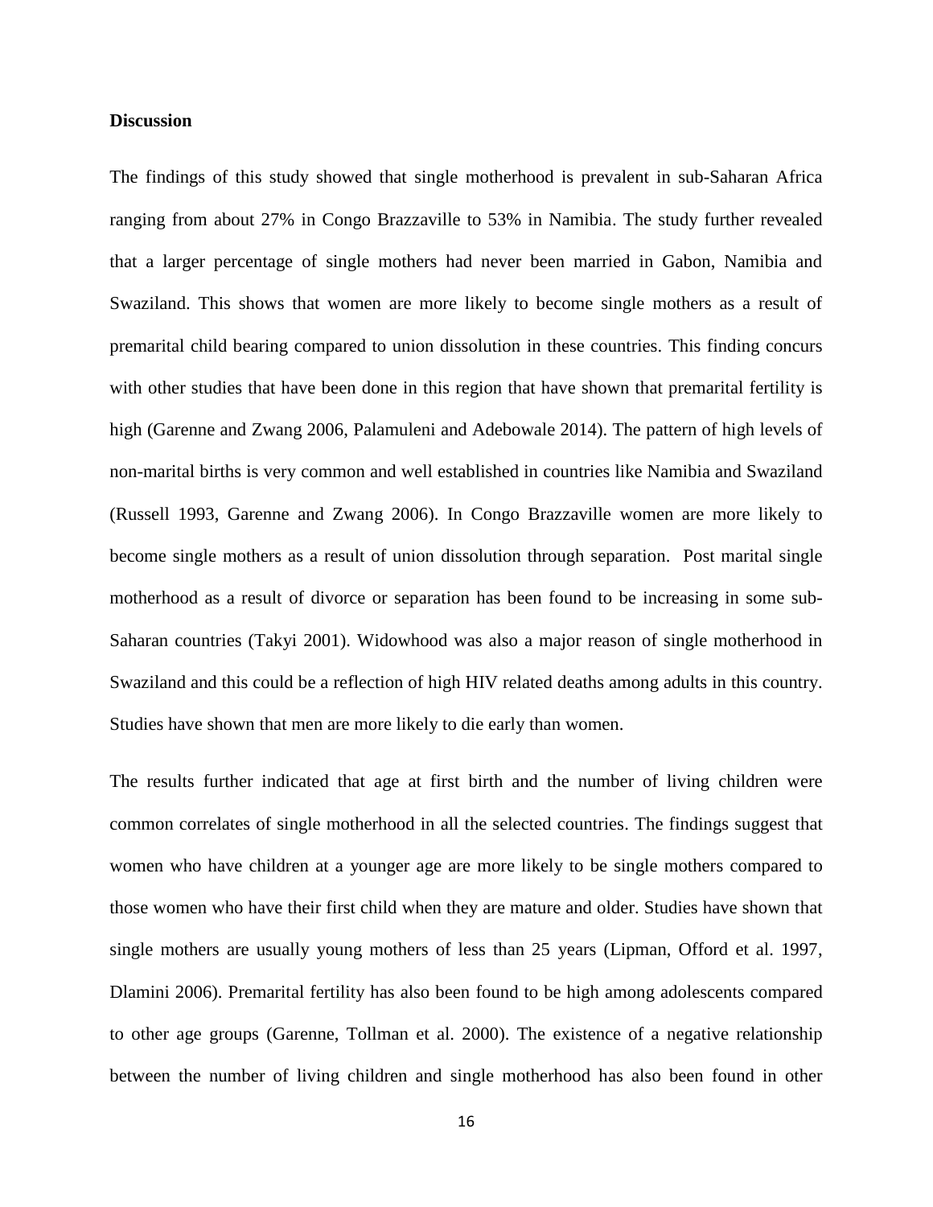**Discussion**

The findings of this study showed that single motherhood is prevalent in sub-Saharan Africa ranging from about 27% in Congo Brazzaville to 53% in Namibia. The study further revealed that a larger percentage of single mothers had never been married in Gabon, Namibia and Swaziland. This shows that women are more likely to become single mothers as a result of premarital child bearing compared to union dissolution in these countries. This finding concurs with other studies that have been done in this region that have shown that premarital fertility is high (Garenne and Zwang 2006, Palamuleni and Adebowale 2014). The pattern of high levels of non-marital births is very common and well established in countries like Namibia and Swaziland (Russell 1993, Garenne and Zwang 2006). In Congo Brazzaville women are more likely to become single mothers as a result of union dissolution through separation. Post marital single motherhood as a result of divorce or separation has been found to be increasing in some sub-Saharan countries (Takyi 2001). Widowhood was also a major reason of single motherhood in Swaziland and this could be a reflection of high HIV related deaths among adults in this country. Studies have shown that men are more likely to die early than women.

The results further indicated that age at first birth and the number of living children were common correlates of single motherhood in all the selected countries. The findings suggest that women who have children at a younger age are more likely to be single mothers compared to those women who have their first child when they are mature and older. Studies have shown that single mothers are usually young mothers of less than 25 years (Lipman, Offord et al. 1997, Dlamini 2006). Premarital fertility has also been found to be high among adolescents compared to other age groups (Garenne, Tollman et al. 2000). The existence of a negative relationship between the number of living children and single motherhood has also been found in other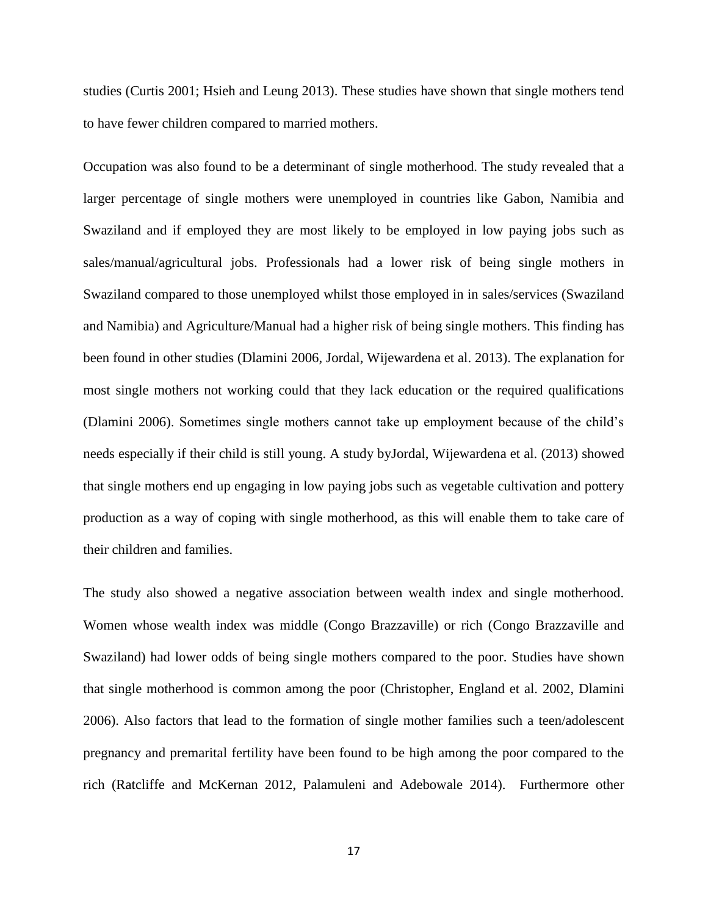studies (Curtis 2001; Hsieh and Leung 2013). These studies have shown that single mothers tend to have fewer children compared to married mothers.

Occupation was also found to be a determinant of single motherhood. The study revealed that a larger percentage of single mothers were unemployed in countries like Gabon, Namibia and Swaziland and if employed they are most likely to be employed in low paying jobs such as sales/manual/agricultural jobs. Professionals had a lower risk of being single mothers in Swaziland compared to those unemployed whilst those employed in in sales/services (Swaziland and Namibia) and Agriculture/Manual had a higher risk of being single mothers. This finding has been found in other studies (Dlamini 2006, Jordal, Wijewardena et al. 2013). The explanation for most single mothers not working could that they lack education or the required qualifications (Dlamini 2006). Sometimes single mothers cannot take up employment because of the child's needs especially if their child is still young. A study byJordal, Wijewardena et al. (2013) showed that single mothers end up engaging in low paying jobs such as vegetable cultivation and pottery production as a way of coping with single motherhood, as this will enable them to take care of their children and families.

The study also showed a negative association between wealth index and single motherhood. Women whose wealth index was middle (Congo Brazzaville) or rich (Congo Brazzaville and Swaziland) had lower odds of being single mothers compared to the poor. Studies have shown that single motherhood is common among the poor (Christopher, England et al. 2002, Dlamini 2006). Also factors that lead to the formation of single mother families such a teen/adolescent pregnancy and premarital fertility have been found to be high among the poor compared to the rich (Ratcliffe and McKernan 2012, Palamuleni and Adebowale 2014). Furthermore other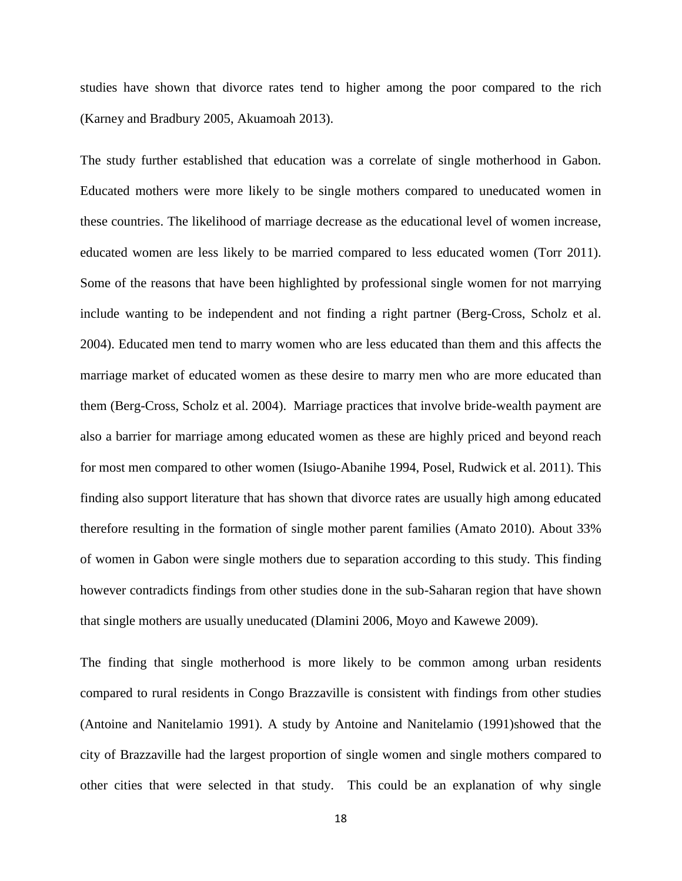studies have shown that divorce rates tend to higher among the poor compared to the rich (Karney and Bradbury 2005, Akuamoah 2013).

The study further established that education was a correlate of single motherhood in Gabon. Educated mothers were more likely to be single mothers compared to uneducated women in these countries. The likelihood of marriage decrease as the educational level of women increase, educated women are less likely to be married compared to less educated women (Torr 2011). Some of the reasons that have been highlighted by professional single women for not marrying include wanting to be independent and not finding a right partner (Berg-Cross, Scholz et al. 2004). Educated men tend to marry women who are less educated than them and this affects the marriage market of educated women as these desire to marry men who are more educated than them (Berg-Cross, Scholz et al. 2004). Marriage practices that involve bride-wealth payment are also a barrier for marriage among educated women as these are highly priced and beyond reach for most men compared to other women (Isiugo-Abanihe 1994, Posel, Rudwick et al. 2011). This finding also support literature that has shown that divorce rates are usually high among educated therefore resulting in the formation of single mother parent families (Amato 2010). About 33% of women in Gabon were single mothers due to separation according to this study. This finding however contradicts findings from other studies done in the sub-Saharan region that have shown that single mothers are usually uneducated (Dlamini 2006, Moyo and Kawewe 2009).

The finding that single motherhood is more likely to be common among urban residents compared to rural residents in Congo Brazzaville is consistent with findings from other studies (Antoine and Nanitelamio 1991). A study by Antoine and Nanitelamio (1991)showed that the city of Brazzaville had the largest proportion of single women and single mothers compared to other cities that were selected in that study. This could be an explanation of why single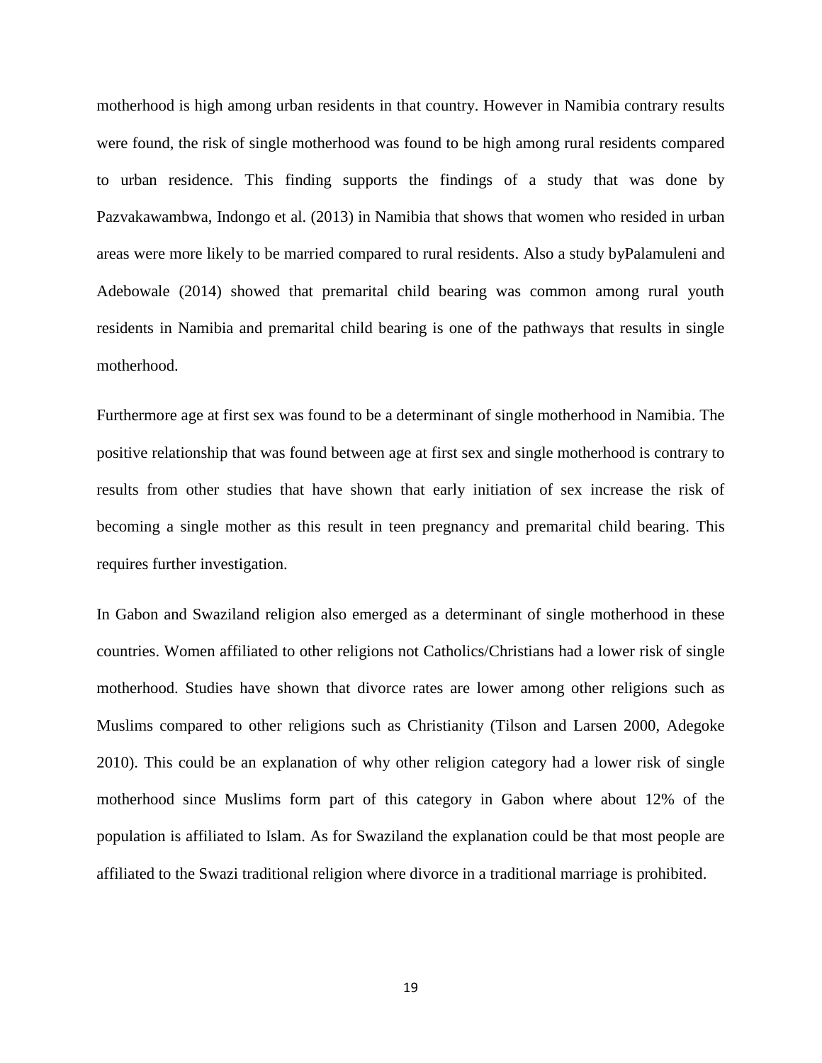motherhood is high among urban residents in that country. However in Namibia contrary results were found, the risk of single motherhood was found to be high among rural residents compared to urban residence. This finding supports the findings of a study that was done by Pazvakawambwa, Indongo et al. (2013) in Namibia that shows that women who resided in urban areas were more likely to be married compared to rural residents. Also a study byPalamuleni and Adebowale (2014) showed that premarital child bearing was common among rural youth residents in Namibia and premarital child bearing is one of the pathways that results in single motherhood.

Furthermore age at first sex was found to be a determinant of single motherhood in Namibia. The positive relationship that was found between age at first sex and single motherhood is contrary to results from other studies that have shown that early initiation of sex increase the risk of becoming a single mother as this result in teen pregnancy and premarital child bearing. This requires further investigation.

In Gabon and Swaziland religion also emerged as a determinant of single motherhood in these countries. Women affiliated to other religions not Catholics/Christians had a lower risk of single motherhood. Studies have shown that divorce rates are lower among other religions such as Muslims compared to other religions such as Christianity (Tilson and Larsen 2000, Adegoke 2010). This could be an explanation of why other religion category had a lower risk of single motherhood since Muslims form part of this category in Gabon where about 12% of the population is affiliated to Islam. As for Swaziland the explanation could be that most people are affiliated to the Swazi traditional religion where divorce in a traditional marriage is prohibited.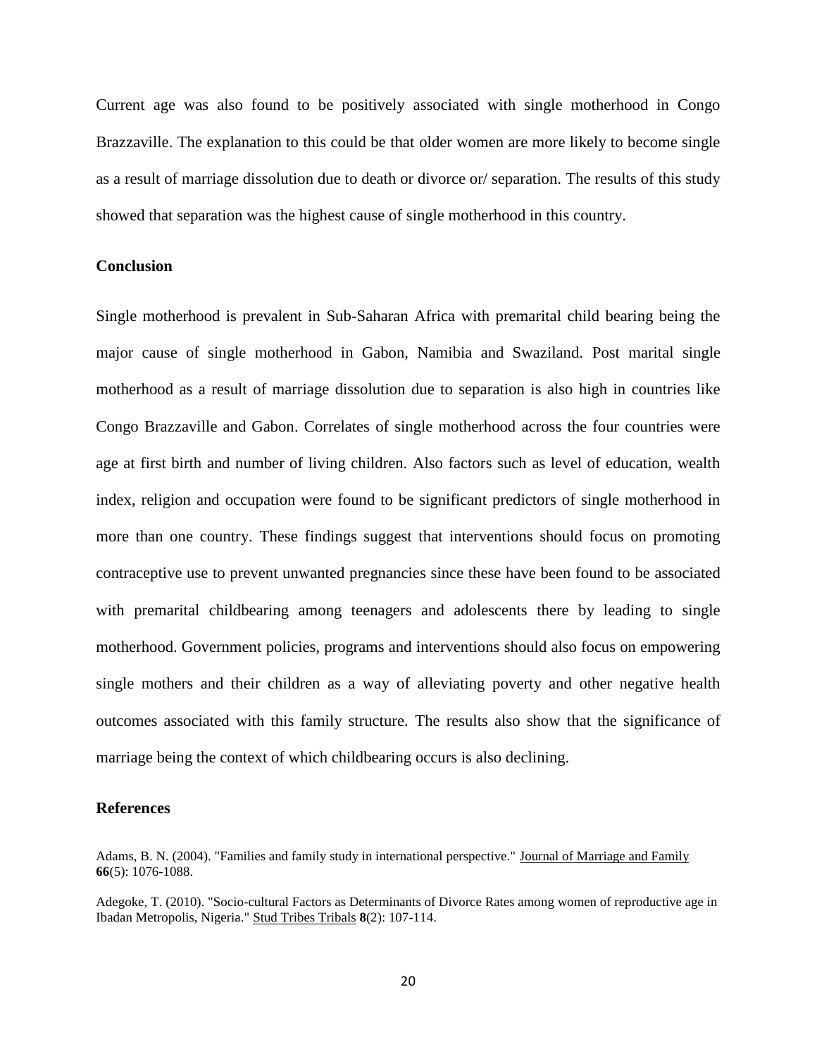Current age was also found to be positively associated with single motherhood in Congo Brazzaville. The explanation to this could be that older women are more likely to become single as a result of marriage dissolution due to death or divorce or/ separation. The results of this study showed that separation was the highest cause of single motherhood in this country.

## Conclusion

Single motherhood is prevalent in Sub-Saharan Africa with premarital child bearing being the major cause of single motherhood in Gabon, Namibia and Swaziland. Post marital single motherhood as a result of marriage dissolution due to separation is also high in countries like Congo Brazzaville and Gabon. Correlates of single motherhood across the four countries were age at first birth and number of living children. Also factors such as level of education, wealth index, religion and occupation were found to be significant predictors of single motherhood in more than one country. These findings suggest that interventions should focus on promoting contraceptive use to prevent unwanted pregnancies since these have been found to be associated with premarital childbearing among teenagers and adolescents there by leading to single motherhood. Government policies, programs and interventions should also focus on empowering single mothers and their children as a way of alleviating poverty and other negative health outcomes associated with this family structure. The results also show that the significance of marriage being the context of which childbearing occurs is also declining.

## References

Adams, B. N. (2004). "Families and family study in international perspective." Journal of Marriage and Family **66**(5): 1076-1088.

Adegoke, T. (2010). "Socio-cultural Factors as Determinants of Divorce Rates among women of reproductive age in Ibadan Metropolis, Nigeria." Stud Tribes Tribals **8**(2): 107-114.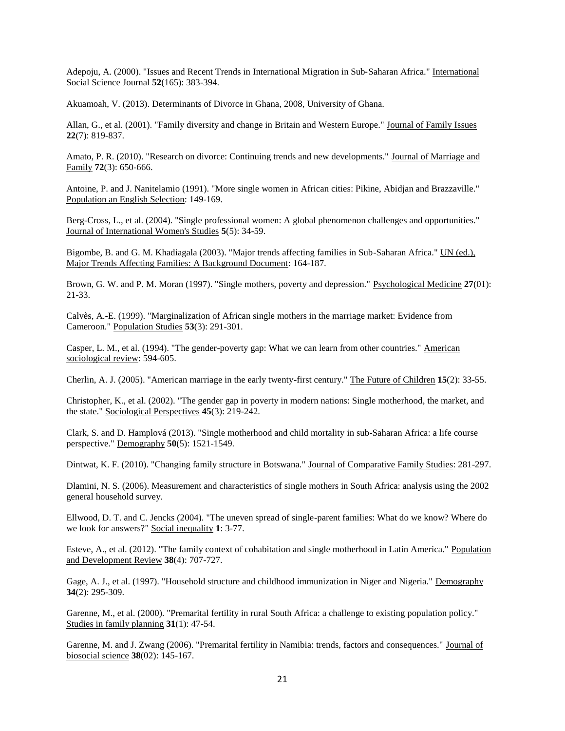Adepoju, A. (2000). "Issues and Recent Trends in International Migration in Sub‐Saharan Africa." International Social Science Journal **52**(165): 383-394.

Akuamoah, V. (2013). Determinants of Divorce in Ghana, 2008, University of Ghana.

Allan, G., et al. (2001). "Family diversity and change in Britain and Western Europe." Journal of Family Issues **22**(7): 819-837.

Amato, P. R. (2010). "Research on divorce: Continuing trends and new developments." Journal of Marriage and Family **72**(3): 650-666.

Antoine, P. and J. Nanitelamio (1991). "More single women in African cities: Pikine, Abidjan and Brazzaville." Population an English Selection: 149-169.

Berg-Cross, L., et al. (2004). "Single professional women: A global phenomenon challenges and opportunities." Journal of International Women's Studies **5**(5): 34-59.

Bigombe, B. and G. M. Khadiagala (2003). "Major trends affecting families in Sub-Saharan Africa." UN (ed.), Major Trends Affecting Families: A Background Document: 164-187.

Brown, G. W. and P. M. Moran (1997). "Single mothers, poverty and depression." Psychological Medicine **27**(01): 21-33.

Calvès, A.-E. (1999). "Marginalization of African single mothers in the marriage market: Evidence from Cameroon." Population Studies **53**(3): 291-301.

Casper, L. M., et al. (1994). "The gender-poverty gap: What we can learn from other countries." American sociological review: 594-605.

Cherlin, A. J. (2005). "American marriage in the early twenty-first century." The Future of Children **15**(2): 33-55.

Christopher, K., et al. (2002). "The gender gap in poverty in modern nations: Single motherhood, the market, and the state." Sociological Perspectives **45**(3): 219-242.

Clark, S. and D. Hamplová (2013). "Single motherhood and child mortality in sub-Saharan Africa: a life course perspective." Demography **50**(5): 1521-1549.

Dintwat, K. F. (2010). "Changing family structure in Botswana." Journal of Comparative Family Studies: 281-297.

Dlamini, N. S. (2006). Measurement and characteristics of single mothers in South Africa: analysis using the 2002 general household survey.

Ellwood, D. T. and C. Jencks (2004). "The uneven spread of single-parent families: What do we know? Where do we look for answers?" Social inequality **1**: 3-77.

Esteve, A., et al. (2012). "The family context of cohabitation and single motherhood in Latin America." Population and Development Review **38**(4): 707-727.

Gage, A. J., et al. (1997). "Household structure and childhood immunization in Niger and Nigeria." Demography **34**(2): 295-309.

Garenne, M., et al. (2000). "Premarital fertility in rural South Africa: a challenge to existing population policy." Studies in family planning **31**(1): 47-54.

Garenne, M. and J. Zwang (2006). "Premarital fertility in Namibia: trends, factors and consequences." Journal of biosocial science **38**(02): 145-167.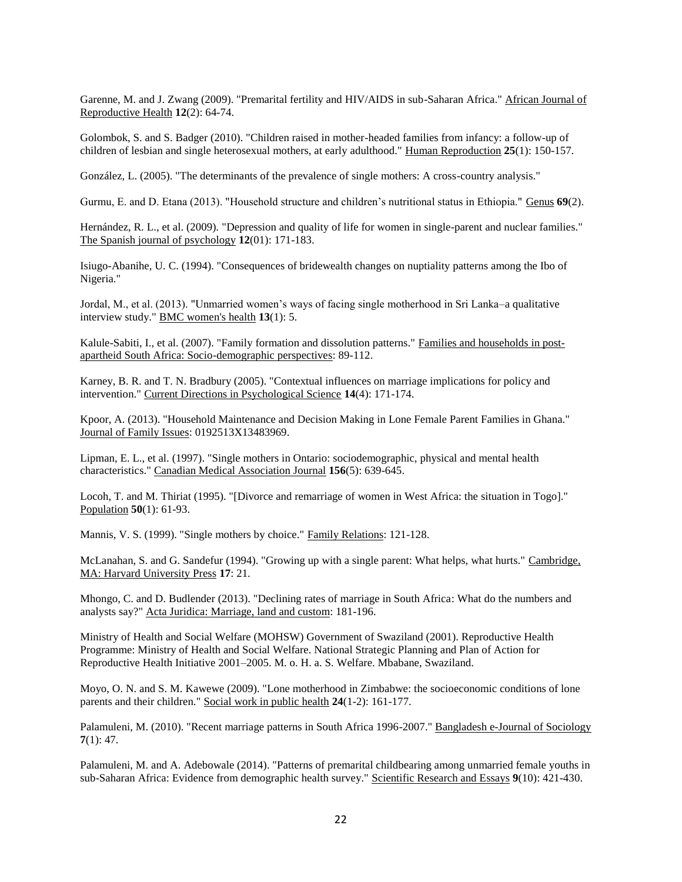Garenne, M. and J. Zwang (2009). "Premarital fertility and HIV/AIDS in sub-Saharan Africa." African Journal of Reproductive Health **12**(2): 64-74.

Golombok, S. and S. Badger (2010). "Children raised in mother-headed families from infancy: a follow-up of children of lesbian and single heterosexual mothers, at early adulthood." Human Reproduction **25**(1): 150-157.

González, L. (2005). "The determinants of the prevalence of single mothers: A cross-country analysis."

Gurmu, E. and D. Etana (2013). "Household structure and children's nutritional status in Ethiopia." Genus **69**(2).

Hernández, R. L., et al. (2009). "Depression and quality of life for women in single-parent and nuclear families." The Spanish journal of psychology **12**(01): 171-183.

Isiugo-Abanihe, U. C. (1994). "Consequences of bridewealth changes on nuptiality patterns among the Ibo of Nigeria."

Jordal, M., et al. (2013). "Unmarried women's ways of facing single motherhood in Sri Lanka–a qualitative interview study." BMC women's health **13**(1): 5.

Kalule-Sabiti, I., et al. (2007). "Family formation and dissolution patterns." Families and households in post-apartheid South Africa: Socio-demographic perspectives: 89-112.

Karney, B. R. and T. N. Bradbury (2005). "Contextual influences on marriage implications for policy and intervention." Current Directions in Psychological Science **14**(4): 171-174.

Kpoor, A. (2013). "Household Maintenance and Decision Making in Lone Female Parent Families in Ghana." Journal of Family Issues: 0192513X13483969.

Lipman, E. L., et al. (1997). "Single mothers in Ontario: sociodemographic, physical and mental health characteristics." Canadian Medical Association Journal **156**(5): 639-645.

Locoh, T. and M. Thiriat (1995). "[Divorce and remarriage of women in West Africa: the situation in Togo]." Population **50**(1): 61-93.

Mannis, V. S. (1999). "Single mothers by choice." Family Relations: 121-128.

McLanahan, S. and G. Sandefur (1994). "Growing up with a single parent: What helps, what hurts." Cambridge, MA: Harvard University Press **17**: 21.

Mhongo, C. and D. Budlender (2013). "Declining rates of marriage in South Africa: What do the numbers and analysts say?" Acta Juridica: Marriage, land and custom: 181-196.

Ministry of Health and Social Welfare (MOHSW) Government of Swaziland (2001). Reproductive Health Programme: Ministry of Health and Social Welfare. National Strategic Planning and Plan of Action for Reproductive Health Initiative 2001–2005. M. o. H. a. S. Welfare. Mbabane, Swaziland.

Moyo, O. N. and S. M. Kawewe (2009). "Lone motherhood in Zimbabwe: the socioeconomic conditions of lone parents and their children." Social work in public health **24**(1-2): 161-177.

Palamuleni, M. (2010). "Recent marriage patterns in South Africa 1996-2007." Bangladesh e-Journal of Sociology **7**(1): 47.

Palamuleni, M. and A. Adebowale (2014). "Patterns of premarital childbearing among unmarried female youths in sub-Saharan Africa: Evidence from demographic health survey." Scientific Research and Essays **9**(10): 421-430.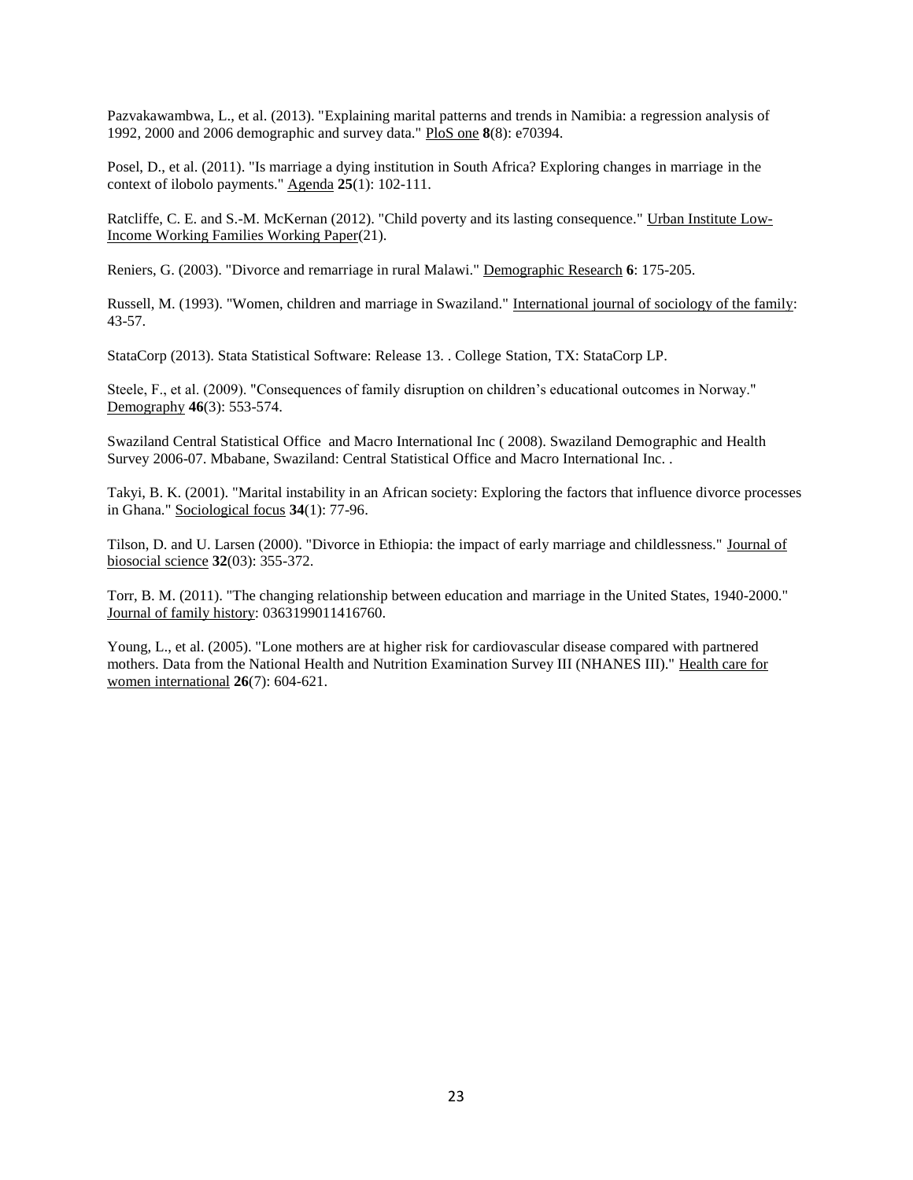Pazvakawambwa, L., et al. (2013). "Explaining marital patterns and trends in Namibia: a regression analysis of 1992, 2000 and 2006 demographic and survey data." PloS one **8**(8): e70394.

Posel, D., et al. (2011). "Is marriage a dying institution in South Africa? Exploring changes in marriage in the context of ilobolo payments." Agenda **25**(1): 102-111.

Ratcliffe, C. E. and S.-M. McKernan (2012). "Child poverty and its lasting consequence." Urban Institute Low-Income Working Families Working Paper(21).

Reniers, G. (2003). "Divorce and remarriage in rural Malawi." Demographic Research **6**: 175-205.

Russell, M. (1993). "Women, children and marriage in Swaziland." International journal of sociology of the family: 43-57.

StataCorp (2013). Stata Statistical Software: Release 13. . College Station, TX: StataCorp LP.

Steele, F., et al. (2009). "Consequences of family disruption on children's educational outcomes in Norway." Demography **46**(3): 553-574.

Swaziland Central Statistical Office and Macro International Inc ( 2008). Swaziland Demographic and Health Survey 2006-07. Mbabane, Swaziland: Central Statistical Office and Macro International Inc. .

Takyi, B. K. (2001). "Marital instability in an African society: Exploring the factors that influence divorce processes in Ghana." Sociological focus **34**(1): 77-96.

Tilson, D. and U. Larsen (2000). "Divorce in Ethiopia: the impact of early marriage and childlessness." Journal of biosocial science **32**(03): 355-372.

Torr, B. M. (2011). "The changing relationship between education and marriage in the United States, 1940-2000." Journal of family history: 0363199011416760.

Young, L., et al. (2005). "Lone mothers are at higher risk for cardiovascular disease compared with partnered mothers. Data from the National Health and Nutrition Examination Survey III (NHANES III)." Health care for women international **26**(7): 604-621.